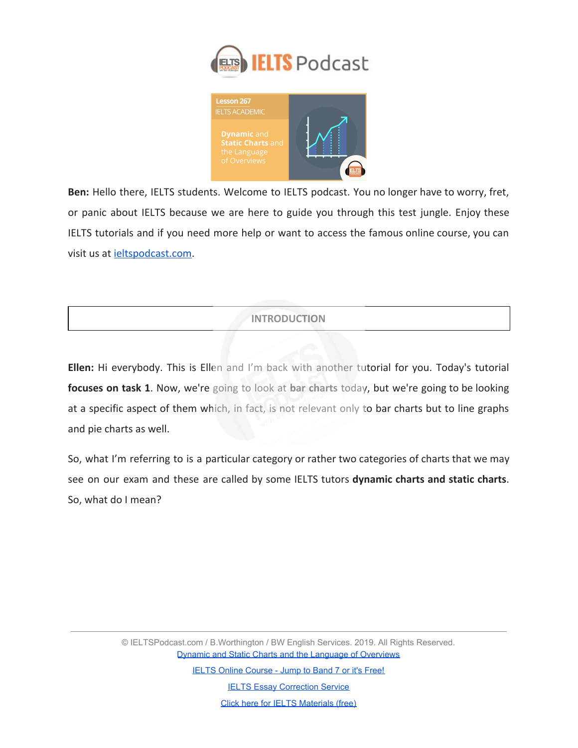Lesson 267
IELTS ACADEMIC

**Dynamic** and **Static Charts** and the Language of Overviews

**Ben:** Hello there, IELTS students. Welcome to IELTS podcast. You no longer have to worry, fret, or panic about IELTS because we are here to guide you through this test jungle. Enjoy these IELTS tutorials and if you need more help or want to access the famous online course, you can visit us at [ieltspodcast.com](ieltspodcast.com).

## INTRODUCTION

**Ellen:** Hi everybody. This is Ellen and I'm back with another tutorial for you. Today's tutorial **focuses on task 1**. Now, we're going to look at **bar charts** today, but we're going to be looking at a specific aspect of them which, in fact, is not relevant only to bar charts but to line graphs and pie charts as well.

So, what I'm referring to is a particular category or rather two categories of charts that we may see on our exam and these are called by some IELTS tutors **dynamic charts and static charts**. So, what do I mean?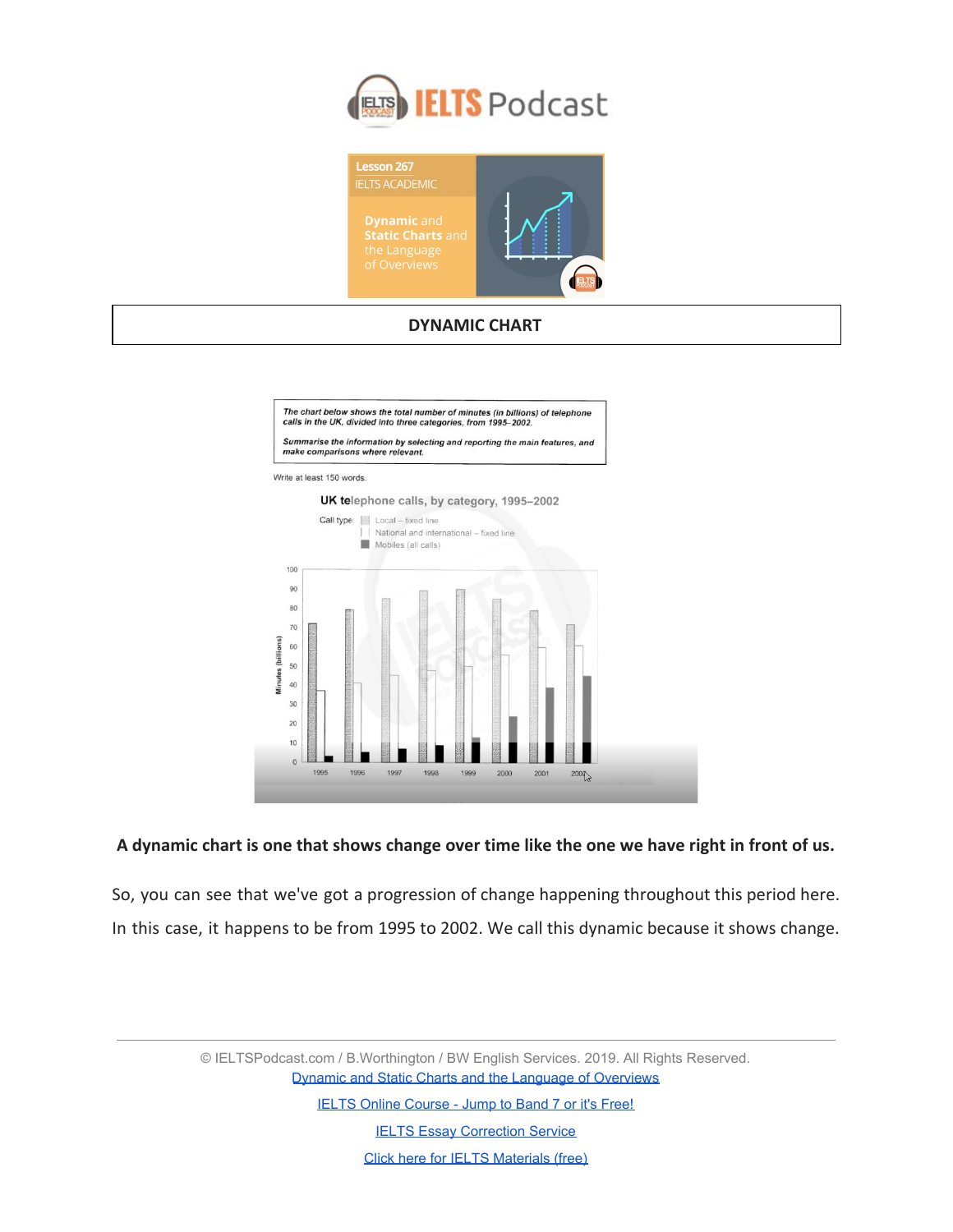## DYNAMIC CHART

The chart below shows the total number of minutes (in billions) of telephone calls in the UK, divided into three categories, from 1995–2002.

Summarise the information by selecting and reporting the main features, and make comparisons where relevant.

Write at least 150 words.

UK telephone calls, by category, 1995–2002

Call type: Local – fixed line; National and international – fixed line; Mobiles (all calls)

**A dynamic chart is one that shows change over time like the one we have right in front of us.**

So, you can see that we've got a progression of change happening throughout this period here. In this case, it happens to be from 1995 to 2002. We call this dynamic because it shows change.

© IELTSPodcast.com / B.Worthington / BW English Services. 2019. All Rights Reserved.

[Dynamic and Static Charts and the Language of Overviews]

[IELTS Online Course - Jump to Band 7 or it's Free!]

[IELTS Essay Correction Service]

[Click here for IELTS Materials (free)]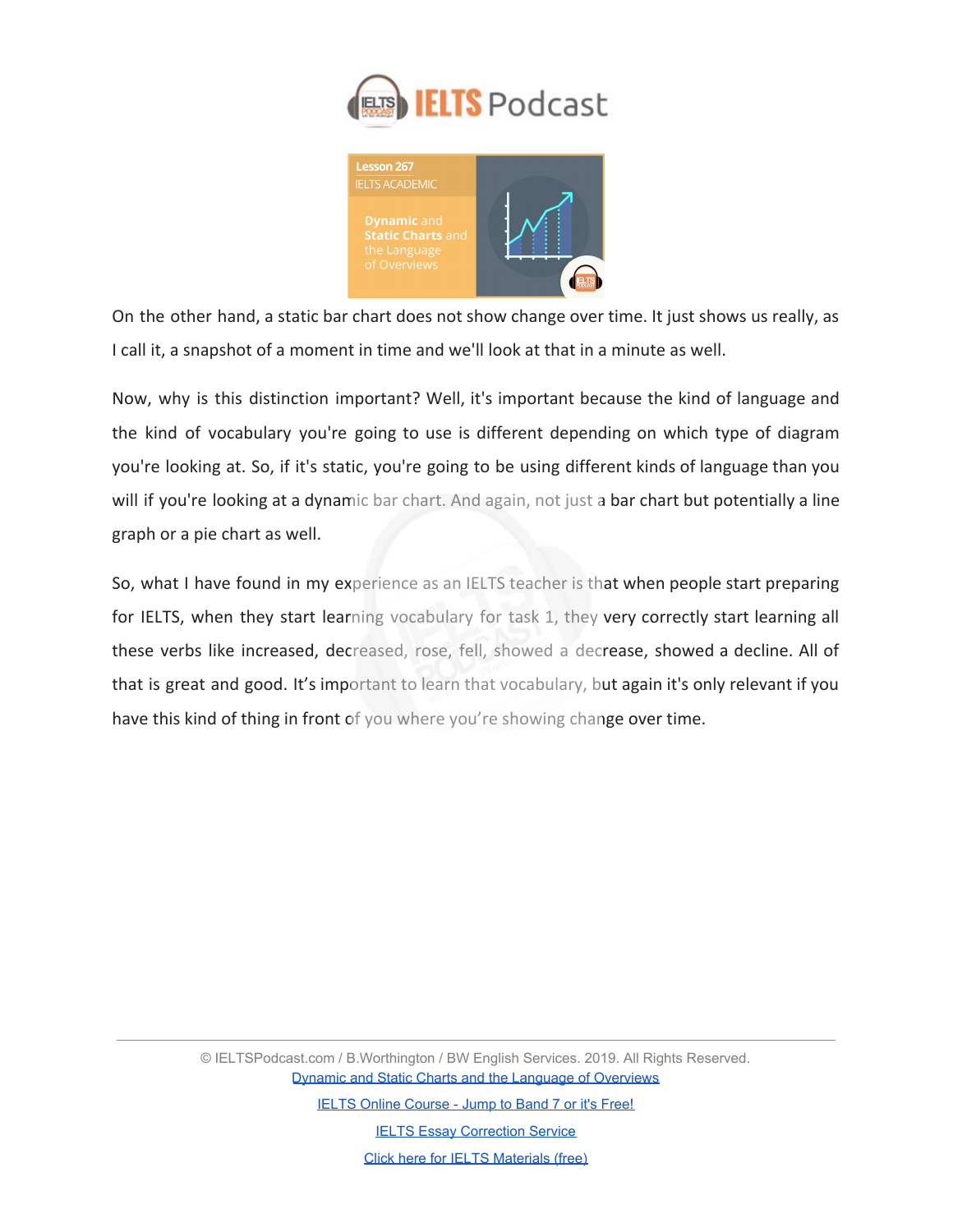On the other hand, a static bar chart does not show change over time. It just shows us really, as I call it, a snapshot of a moment in time and we'll look at that in a minute as well.

Now, why is this distinction important? Well, it's important because the kind of language and the kind of vocabulary you're going to use is different depending on which type of diagram you're looking at. So, if it's static, you're going to be using different kinds of language than you will if you're looking at a dynamic bar chart. And again, not just a bar chart but potentially a line graph or a pie chart as well.

So, what I have found in my experience as an IELTS teacher is that when people start preparing for IELTS, when they start learning vocabulary for task 1, they very correctly start learning all these verbs like increased, decreased, rose, fell, showed a decrease, showed a decline. All of that is great and good. It's important to learn that vocabulary, but again it's only relevant if you have this kind of thing in front of you where you're showing change over time.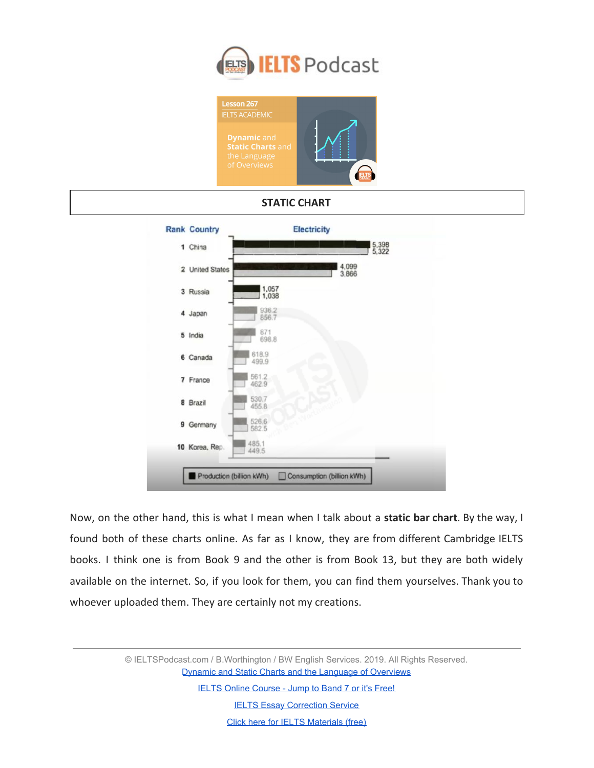## STATIC CHART

| Rank | Country | Production (billion kWh) | Consumption (billion kWh) |
|---|---|---|---|
| 1 | China | 5,398 | 5,322 |
| 2 | United States | 4,099 | 3,866 |
| 3 | Russia | 1,057 | 1,038 |
| 4 | Japan | 936.2 | 856.7 |
| 5 | India | 871 | 698.8 |
| 6 | Canada | 618.9 | 499.9 |
| 7 | France | 561.2 | 462.9 |
| 8 | Brazil | 530.7 | 455.8 |
| 9 | Germany | 526.6 | 582.5 |
| 10 | Korea, Rep. | 485.1 | 449.5 |

Now, on the other hand, this is what I mean when I talk about a **static bar chart**. By the way, I found both of these charts online. As far as I know, they are from different Cambridge IELTS books. I think one is from Book 9 and the other is from Book 13, but they are both widely available on the internet. So, if you look for them, you can find them yourselves. Thank you to whoever uploaded them. They are certainly not my creations.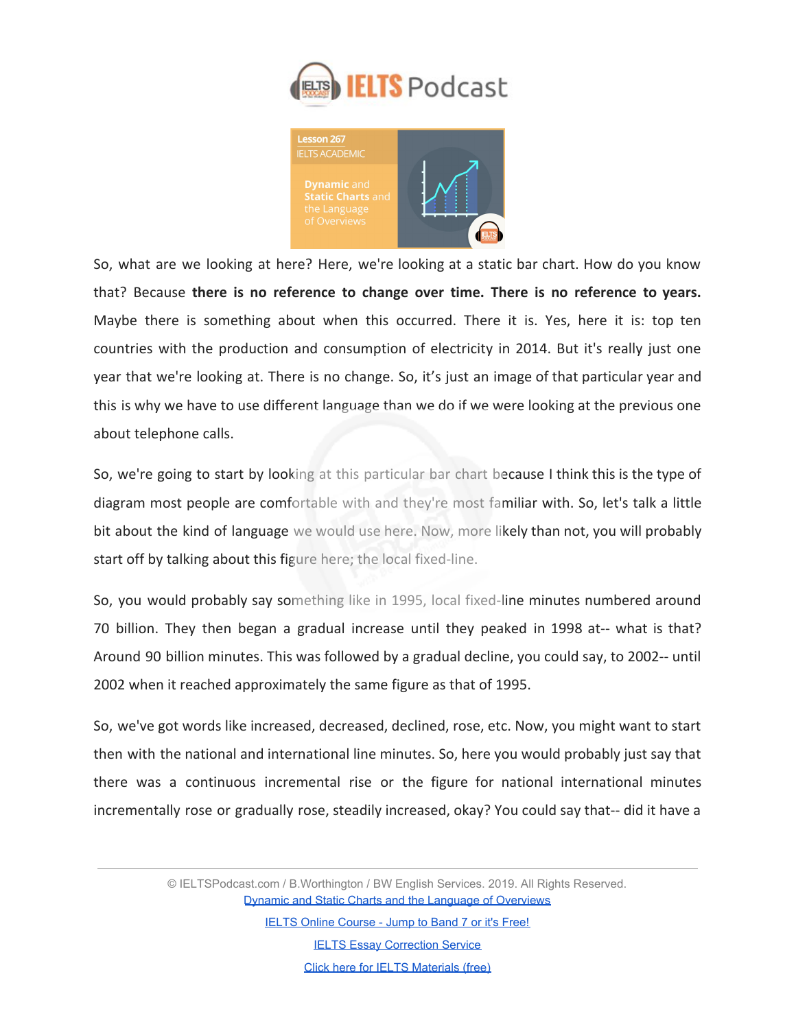So, what are we looking at here? Here, we're looking at a static bar chart. How do you know that? Because **there is no reference to change over time. There is no reference to years.** Maybe there is something about when this occurred. There it is. Yes, here it is: top ten countries with the production and consumption of electricity in 2014. But it's really just one year that we're looking at. There is no change. So, it's just an image of that particular year and this is why we have to use different language than we do if we were looking at the previous one about telephone calls.

So, we're going to start by looking at this particular bar chart because I think this is the type of diagram most people are comfortable with and they're most familiar with. So, let's talk a little bit about the kind of language we would use here. Now, more likely than not, you will probably start off by talking about this figure here; the local fixed-line.

So, you would probably say something like in 1995, local fixed-line minutes numbered around 70 billion. They then began a gradual increase until they peaked in 1998 at-- what is that? Around 90 billion minutes. This was followed by a gradual decline, you could say, to 2002-- until 2002 when it reached approximately the same figure as that of 1995.

So, we've got words like increased, decreased, declined, rose, etc. Now, you might want to start then with the national and international line minutes. So, here you would probably just say that there was a continuous incremental rise or the figure for national international minutes incrementally rose or gradually rose, steadily increased, okay? You could say that-- did it have a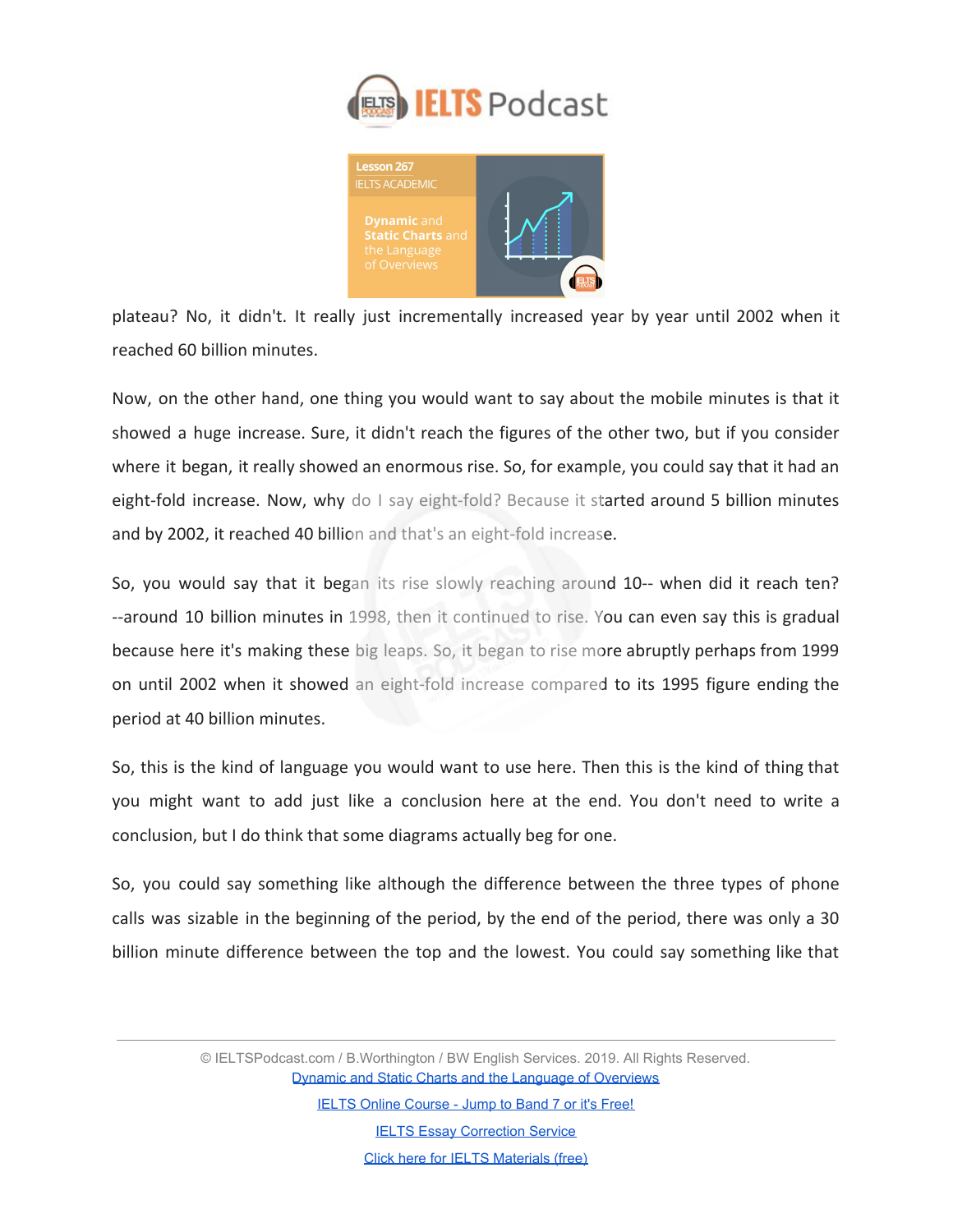plateau? No, it didn't. It really just incrementally increased year by year until 2002 when it reached 60 billion minutes.

Now, on the other hand, one thing you would want to say about the mobile minutes is that it showed a huge increase. Sure, it didn't reach the figures of the other two, but if you consider where it began, it really showed an enormous rise. So, for example, you could say that it had an eight-fold increase. Now, why do I say eight-fold? Because it started around 5 billion minutes and by 2002, it reached 40 billion and that's an eight-fold increase.

So, you would say that it began its rise slowly reaching around 10-- when did it reach ten? --around 10 billion minutes in 1998, then it continued to rise. You can even say this is gradual because here it's making these big leaps. So, it began to rise more abruptly perhaps from 1999 on until 2002 when it showed an eight-fold increase compared to its 1995 figure ending the period at 40 billion minutes.

So, this is the kind of language you would want to use here. Then this is the kind of thing that you might want to add just like a conclusion here at the end. You don't need to write a conclusion, but I do think that some diagrams actually beg for one.

So, you could say something like although the difference between the three types of phone calls was sizable in the beginning of the period, by the end of the period, there was only a 30 billion minute difference between the top and the lowest. You could say something like that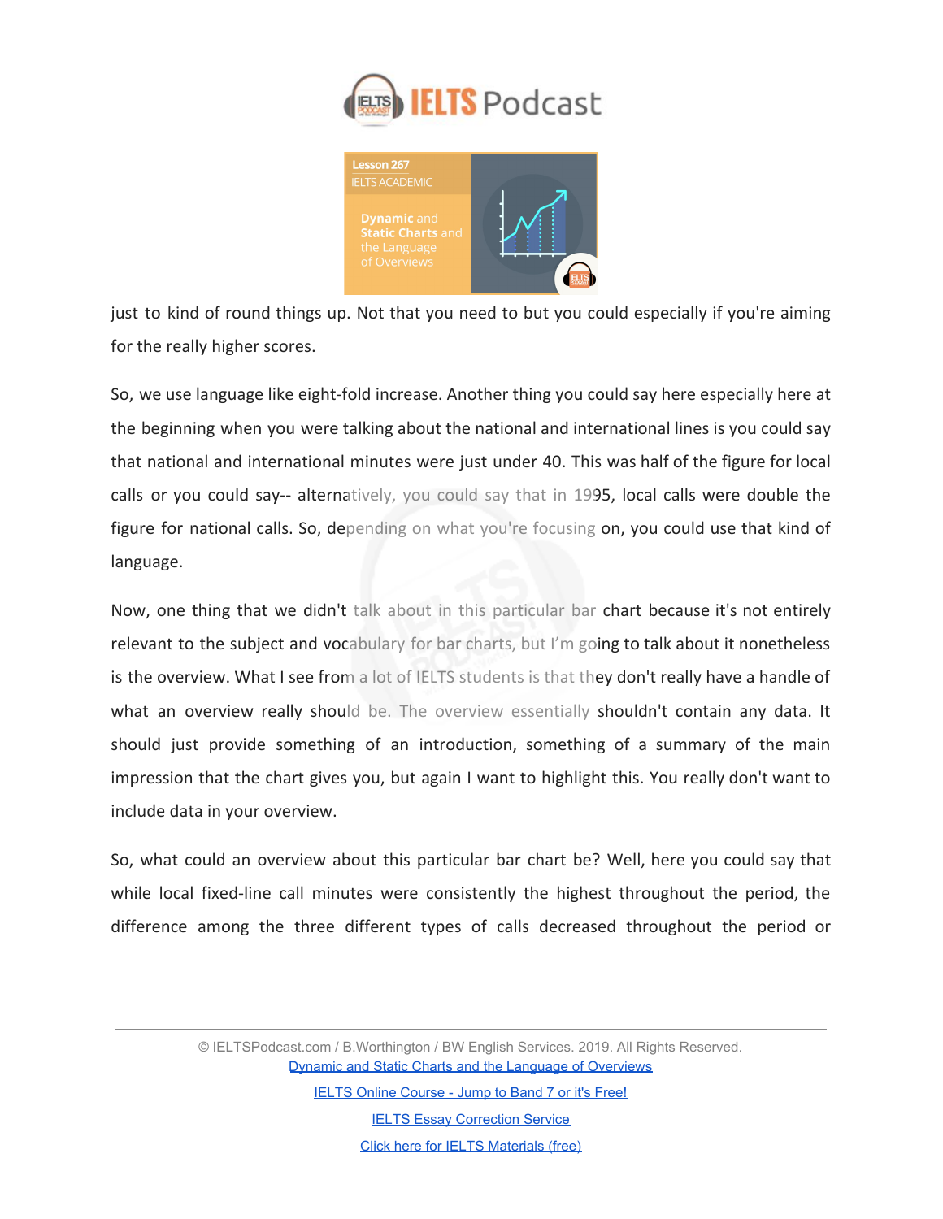just to kind of round things up. Not that you need to but you could especially if you're aiming for the really higher scores.

So, we use language like eight-fold increase. Another thing you could say here especially here at the beginning when you were talking about the national and international lines is you could say that national and international minutes were just under 40. This was half of the figure for local calls or you could say-- alternatively, you could say that in 1995, local calls were double the figure for national calls. So, depending on what you're focusing on, you could use that kind of language.

Now, one thing that we didn't talk about in this particular bar chart because it's not entirely relevant to the subject and vocabulary for bar charts, but I'm going to talk about it nonetheless is the overview. What I see from a lot of IELTS students is that they don't really have a handle of what an overview really should be. The overview essentially shouldn't contain any data. It should just provide something of an introduction, something of a summary of the main impression that the chart gives you, but again I want to highlight this. You really don't want to include data in your overview.

So, what could an overview about this particular bar chart be? Well, here you could say that while local fixed-line call minutes were consistently the highest throughout the period, the difference among the three different types of calls decreased throughout the period or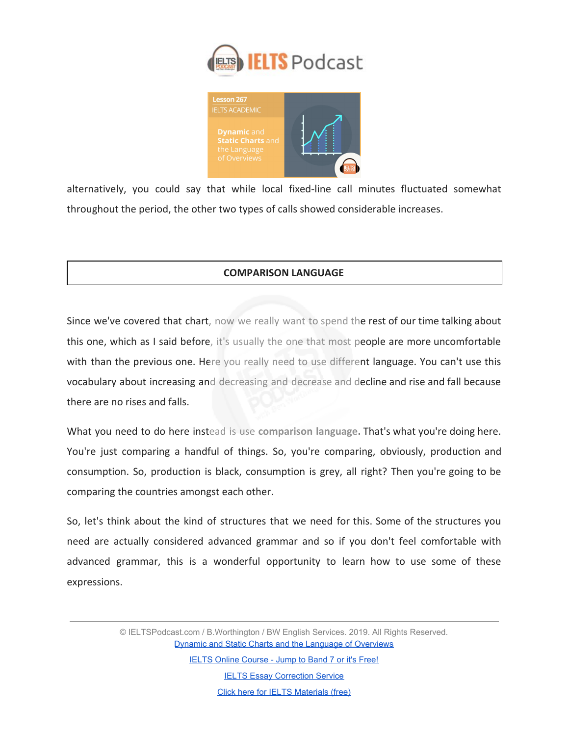alternatively, you could say that while local fixed-line call minutes fluctuated somewhat throughout the period, the other two types of calls showed considerable increases.

## COMPARISON LANGUAGE

Since we've covered that chart, now we really want to spend the rest of our time talking about this one, which as I said before, it's usually the one that most people are more uncomfortable with than the previous one. Here you really need to use different language. You can't use this vocabulary about increasing and decreasing and decrease and decline and rise and fall because there are no rises and falls.

What you need to do here instead is use **comparison language.** That's what you're doing here. You're just comparing a handful of things. So, you're comparing, obviously, production and consumption. So, production is black, consumption is grey, all right? Then you're going to be comparing the countries amongst each other.

So, let's think about the kind of structures that we need for this. Some of the structures you need are actually considered advanced grammar and so if you don't feel comfortable with advanced grammar, this is a wonderful opportunity to learn how to use some of these expressions.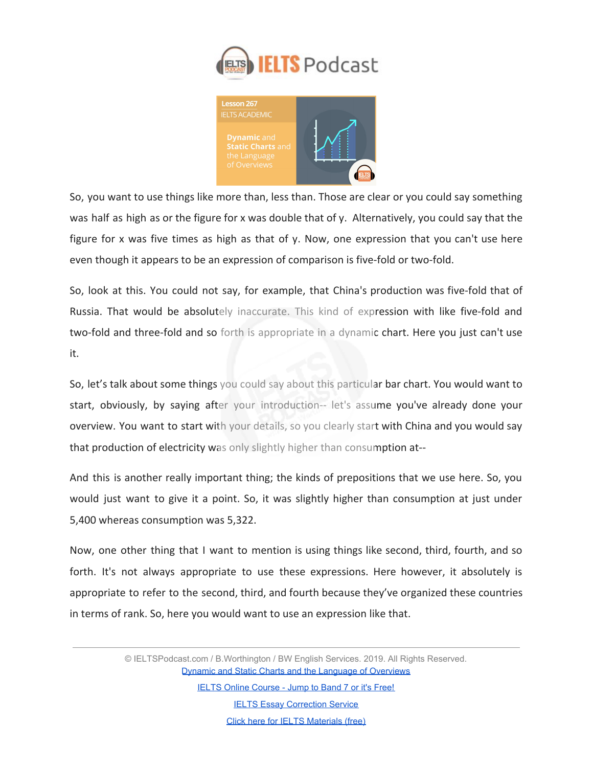So, you want to use things like more than, less than. Those are clear or you could say something was half as high as or the figure for x was double that of y. Alternatively, you could say that the figure for x was five times as high as that of y. Now, one expression that you can't use here even though it appears to be an expression of comparison is five-fold or two-fold.

So, look at this. You could not say, for example, that China's production was five-fold that of Russia. That would be absolutely inaccurate. This kind of expression with like five-fold and two-fold and three-fold and so forth is appropriate in a dynamic chart. Here you just can't use it.

So, let's talk about some things you could say about this particular bar chart. You would want to start, obviously, by saying after your introduction-- let's assume you've already done your overview. You want to start with your details, so you clearly start with China and you would say that production of electricity was only slightly higher than consumption at--

And this is another really important thing; the kinds of prepositions that we use here. So, you would just want to give it a point. So, it was slightly higher than consumption at just under 5,400 whereas consumption was 5,322.

Now, one other thing that I want to mention is using things like second, third, fourth, and so forth. It's not always appropriate to use these expressions. Here however, it absolutely is appropriate to refer to the second, third, and fourth because they've organized these countries in terms of rank. So, here you would want to use an expression like that.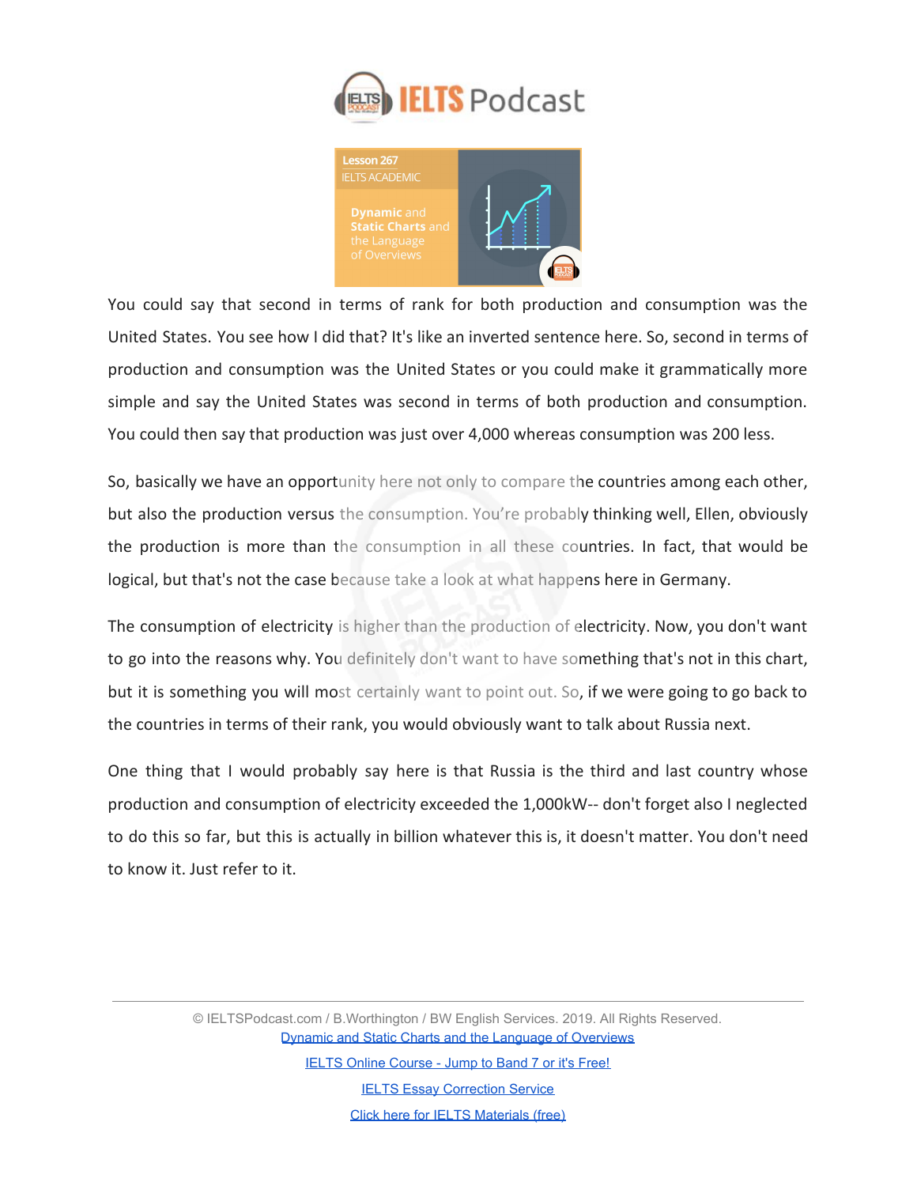You could say that second in terms of rank for both production and consumption was the United States. You see how I did that? It's like an inverted sentence here. So, second in terms of production and consumption was the United States or you could make it grammatically more simple and say the United States was second in terms of both production and consumption. You could then say that production was just over 4,000 whereas consumption was 200 less.

So, basically we have an opportunity here not only to compare the countries among each other, but also the production versus the consumption. You're probably thinking well, Ellen, obviously the production is more than the consumption in all these countries. In fact, that would be logical, but that's not the case because take a look at what happens here in Germany.

The consumption of electricity is higher than the production of electricity. Now, you don't want to go into the reasons why. You definitely don't want to have something that's not in this chart, but it is something you will most certainly want to point out. So, if we were going to go back to the countries in terms of their rank, you would obviously want to talk about Russia next.

One thing that I would probably say here is that Russia is the third and last country whose production and consumption of electricity exceeded the 1,000kW-- don't forget also I neglected to do this so far, but this is actually in billion whatever this is, it doesn't matter. You don't need to know it. Just refer to it.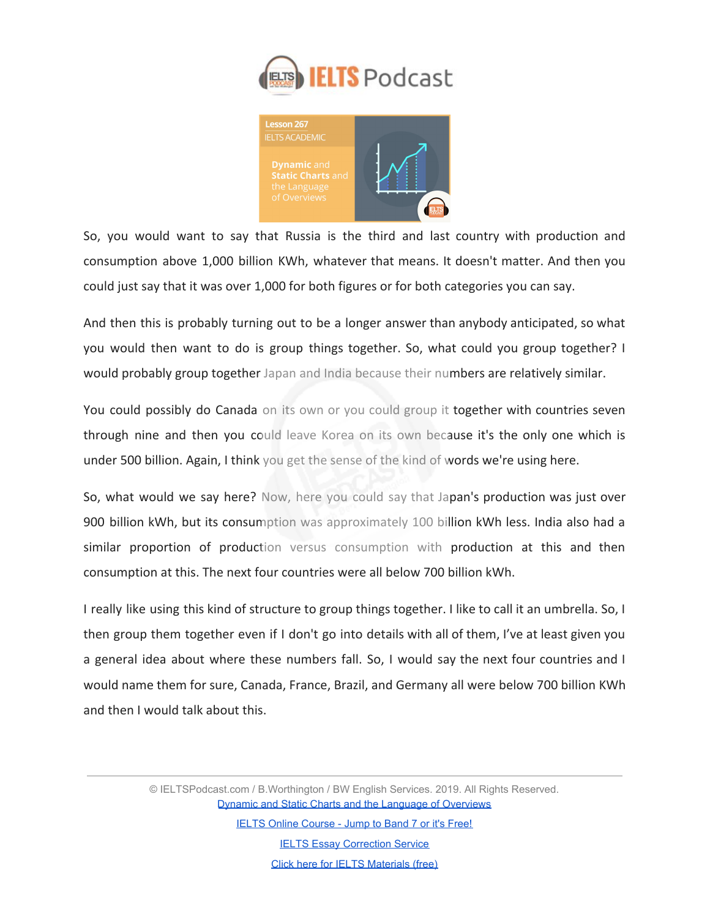So, you would want to say that Russia is the third and last country with production and consumption above 1,000 billion KWh, whatever that means. It doesn't matter. And then you could just say that it was over 1,000 for both figures or for both categories you can say.

And then this is probably turning out to be a longer answer than anybody anticipated, so what you would then want to do is group things together. So, what could you group together? I would probably group together Japan and India because their numbers are relatively similar.

You could possibly do Canada on its own or you could group it together with countries seven through nine and then you could leave Korea on its own because it's the only one which is under 500 billion. Again, I think you get the sense of the kind of words we're using here.

So, what would we say here? Now, here you could say that Japan's production was just over 900 billion kWh, but its consumption was approximately 100 billion kWh less. India also had a similar proportion of production versus consumption with production at this and then consumption at this. The next four countries were all below 700 billion kWh.

I really like using this kind of structure to group things together. I like to call it an umbrella. So, I then group them together even if I don't go into details with all of them, I've at least given you a general idea about where these numbers fall. So, I would say the next four countries and I would name them for sure, Canada, France, Brazil, and Germany all were below 700 billion KWh and then I would talk about this.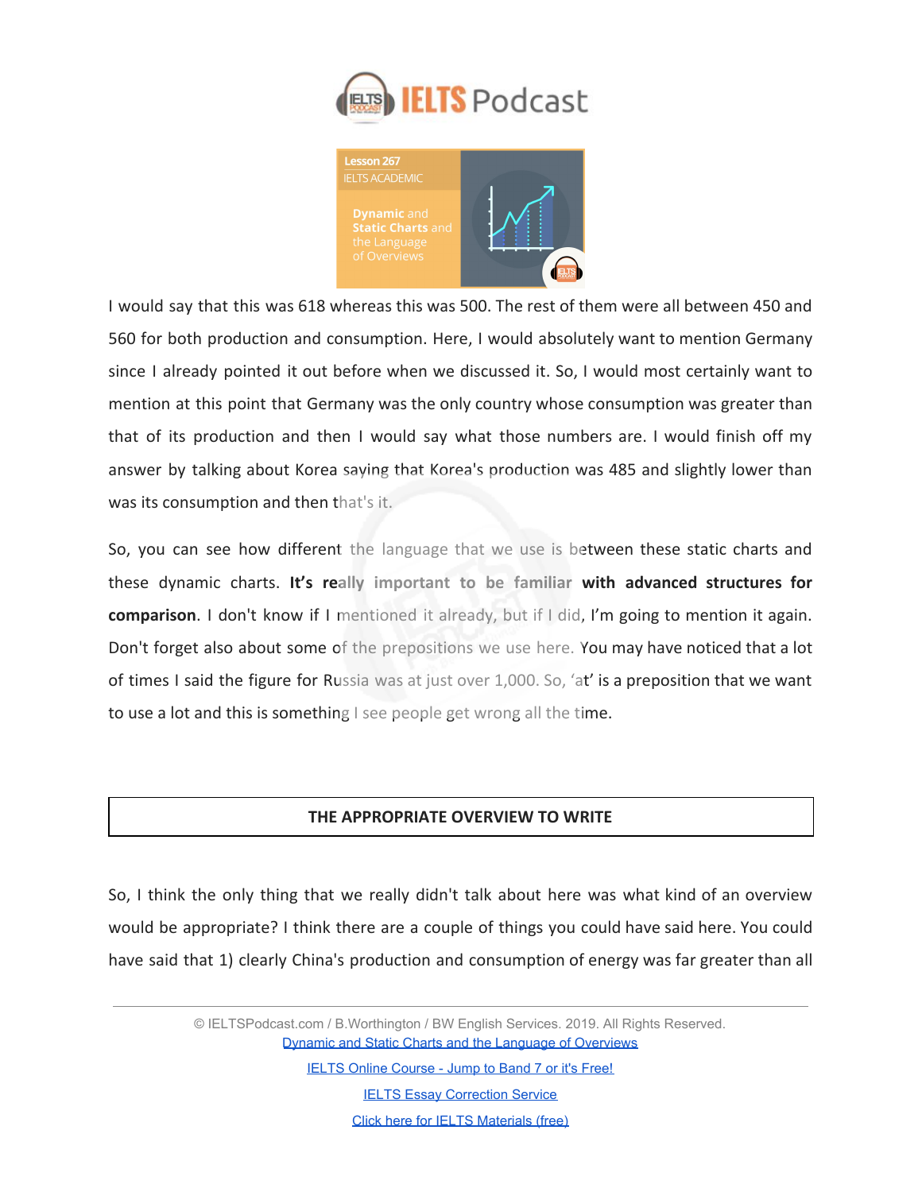I would say that this was 618 whereas this was 500. The rest of them were all between 450 and 560 for both production and consumption. Here, I would absolutely want to mention Germany since I already pointed it out before when we discussed it. So, I would most certainly want to mention at this point that Germany was the only country whose consumption was greater than that of its production and then I would say what those numbers are. I would finish off my answer by talking about Korea saying that Korea's production was 485 and slightly lower than was its consumption and then that's it.

So, you can see how different the language that we use is between these static charts and these dynamic charts. **It's really important to be familiar with advanced structures for comparison**. I don't know if I mentioned it already, but if I did, I'm going to mention it again. Don't forget also about some of the prepositions we use here. You may have noticed that a lot of times I said the figure for Russia was at just over 1,000. So, 'at' is a preposition that we want to use a lot and this is something I see people get wrong all the time.

## THE APPROPRIATE OVERVIEW TO WRITE

So, I think the only thing that we really didn't talk about here was what kind of an overview would be appropriate? I think there are a couple of things you could have said here. You could have said that 1) clearly China's production and consumption of energy was far greater than all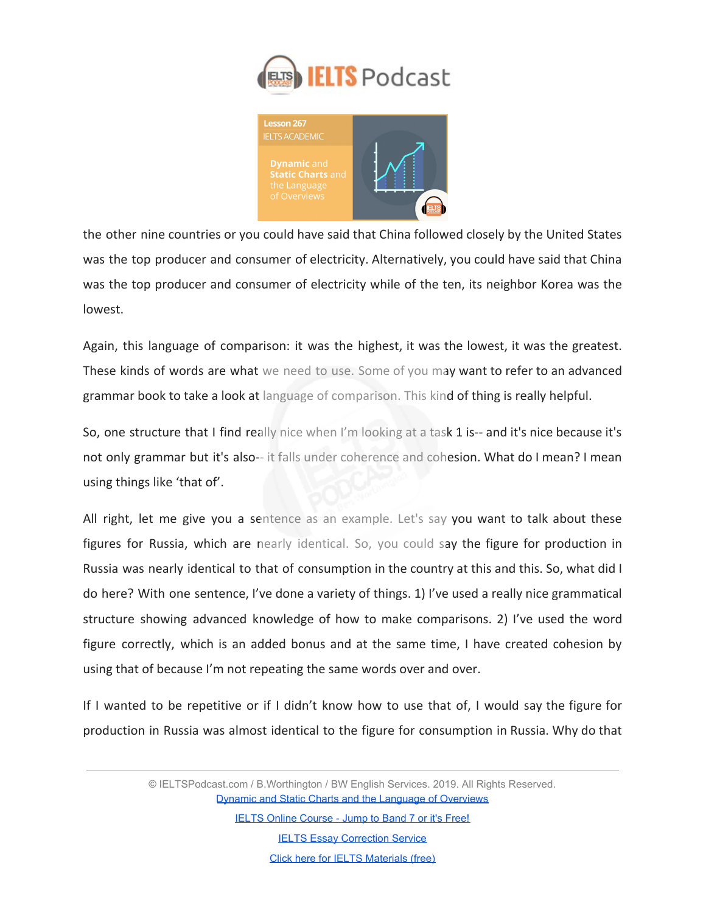the other nine countries or you could have said that China followed closely by the United States was the top producer and consumer of electricity. Alternatively, you could have said that China was the top producer and consumer of electricity while of the ten, its neighbor Korea was the lowest.

Again, this language of comparison: it was the highest, it was the lowest, it was the greatest. These kinds of words are what we need to use. Some of you may want to refer to an advanced grammar book to take a look at language of comparison. This kind of thing is really helpful.

So, one structure that I find really nice when I'm looking at a task 1 is-- and it's nice because it's not only grammar but it's also-- it falls under coherence and cohesion. What do I mean? I mean using things like 'that of'.

All right, let me give you a sentence as an example. Let's say you want to talk about these figures for Russia, which are nearly identical. So, you could say the figure for production in Russia was nearly identical to that of consumption in the country at this and this. So, what did I do here? With one sentence, I've done a variety of things. 1) I've used a really nice grammatical structure showing advanced knowledge of how to make comparisons. 2) I've used the word figure correctly, which is an added bonus and at the same time, I have created cohesion by using that of because I'm not repeating the same words over and over.

If I wanted to be repetitive or if I didn't know how to use that of, I would say the figure for production in Russia was almost identical to the figure for consumption in Russia. Why do that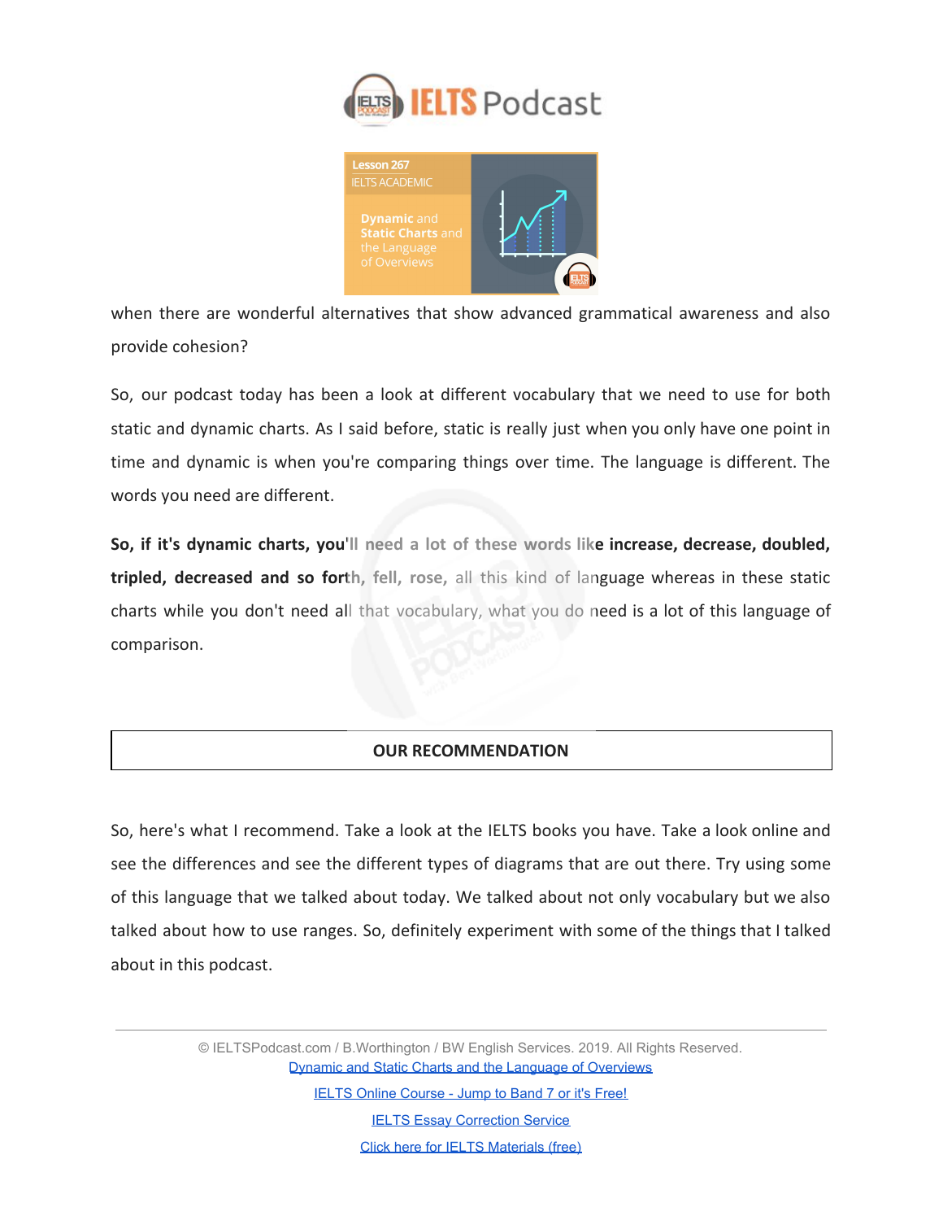when there are wonderful alternatives that show advanced grammatical awareness and also provide cohesion?

So, our podcast today has been a look at different vocabulary that we need to use for both static and dynamic charts. As I said before, static is really just when you only have one point in time and dynamic is when you're comparing things over time. The language is different. The words you need are different.

**So, if it's dynamic charts, you'll need a lot of these words like increase, decrease, doubled, tripled, decreased and so forth, fell, rose,** all this kind of language whereas in these static charts while you don't need all that vocabulary, what you do need is a lot of this language of comparison.

## OUR RECOMMENDATION

So, here's what I recommend. Take a look at the IELTS books you have. Take a look online and see the differences and see the different types of diagrams that are out there. Try using some of this language that we talked about today. We talked about not only vocabulary but we also talked about how to use ranges. So, definitely experiment with some of the things that I talked about in this podcast.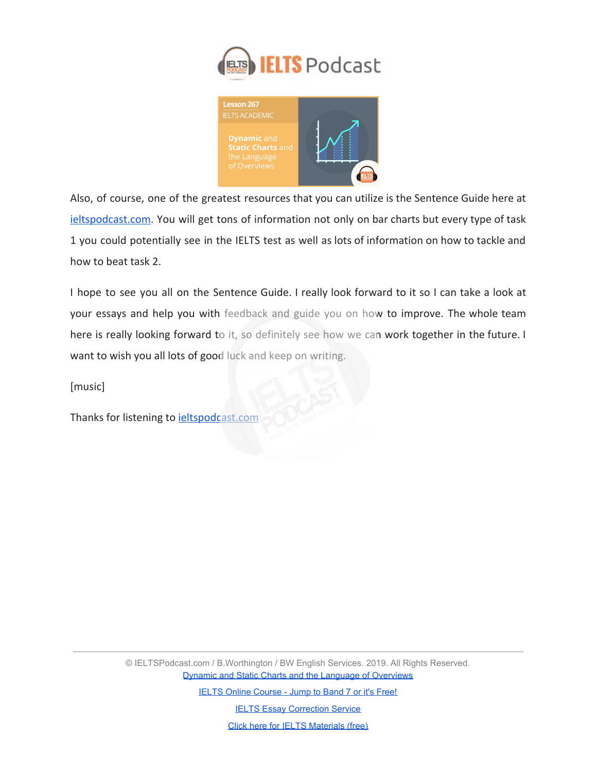Also, of course, one of the greatest resources that you can utilize is the Sentence Guide here at ieltspodcast.com. You will get tons of information not only on bar charts but every type of task 1 you could potentially see in the IELTS test as well as lots of information on how to tackle and how to beat task 2.

I hope to see you all on the Sentence Guide. I really look forward to it so I can take a look at your essays and help you with feedback and guide you on how to improve. The whole team here is really looking forward to it, so definitely see how we can work together in the future. I want to wish you all lots of good luck and keep on writing.

[music]

Thanks for listening to ieltspodcast.com

© IELTSPodcast.com / B.Worthington / BW English Services. 2019. All Rights Reserved.

Dynamic and Static Charts and the Language of Overviews

IELTS Online Course - Jump to Band 7 or it's Free!

IELTS Essay Correction Service

Click here for IELTS Materials (free)